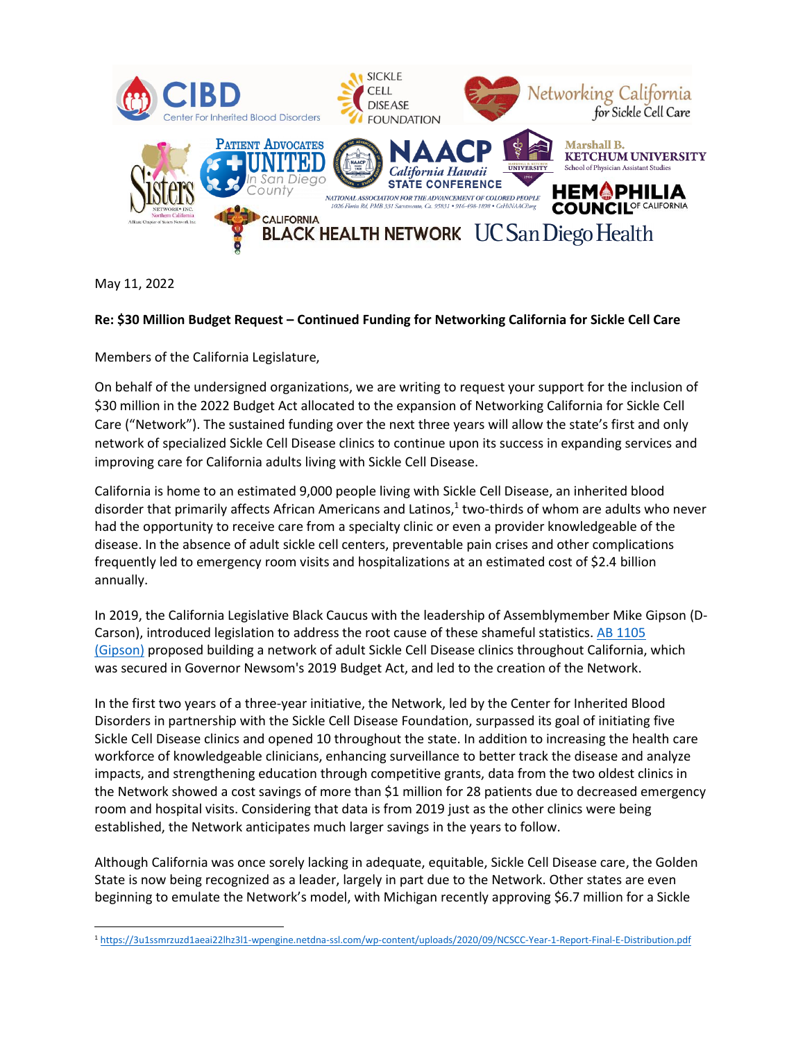May 11, 2022

**Re: $30 Million Budget Request – Continued Funding for Networking California for Sickle Cell Care**

Members of the California Legislature,

On behalf of the undersigned organizations, we are writing to request your support for the inclusion of $30 million in the 2022 Budget Act allocated to the expansion of Networking California for Sickle Cell Care ("Network"). The sustained funding over the next three years will allow the state's first and only network of specialized Sickle Cell Disease clinics to continue upon its success in expanding services and improving care for California adults living with Sickle Cell Disease.

California is home to an estimated 9,000 people living with Sickle Cell Disease, an inherited blood disorder that primarily affects African Americans and Latinos,[1] two-thirds of whom are adults who never had the opportunity to receive care from a specialty clinic or even a provider knowledgeable of the disease. In the absence of adult sickle cell centers, preventable pain crises and other complications frequently led to emergency room visits and hospitalizations at an estimated cost of $2.4 billion annually.

In 2019, the California Legislative Black Caucus with the leadership of Assemblymember Mike Gipson (D-Carson), introduced legislation to address the root cause of these shameful statistics. AB 1105 (Gipson) proposed building a network of adult Sickle Cell Disease clinics throughout California, which was secured in Governor Newsom's 2019 Budget Act, and led to the creation of the Network.

In the first two years of a three-year initiative, the Network, led by the Center for Inherited Blood Disorders in partnership with the Sickle Cell Disease Foundation, surpassed its goal of initiating five Sickle Cell Disease clinics and opened 10 throughout the state. In addition to increasing the health care workforce of knowledgeable clinicians, enhancing surveillance to better track the disease and analyze impacts, and strengthening education through competitive grants, data from the two oldest clinics in the Network showed a cost savings of more than $1 million for 28 patients due to decreased emergency room and hospital visits. Considering that data is from 2019 just as the other clinics were being established, the Network anticipates much larger savings in the years to follow.

Although California was once sorely lacking in adequate, equitable, Sickle Cell Disease care, the Golden State is now being recognized as a leader, largely in part due to the Network. Other states are even beginning to emulate the Network's model, with Michigan recently approving $6.7 million for a Sickle

---

[1] https://3u1ssmrzuzd1aeai22lhz3l1-wpengine.netdna-ssl.com/wp-content/uploads/2020/09/NCSCC-Year-1-Report-Final-E-Distribution.pdf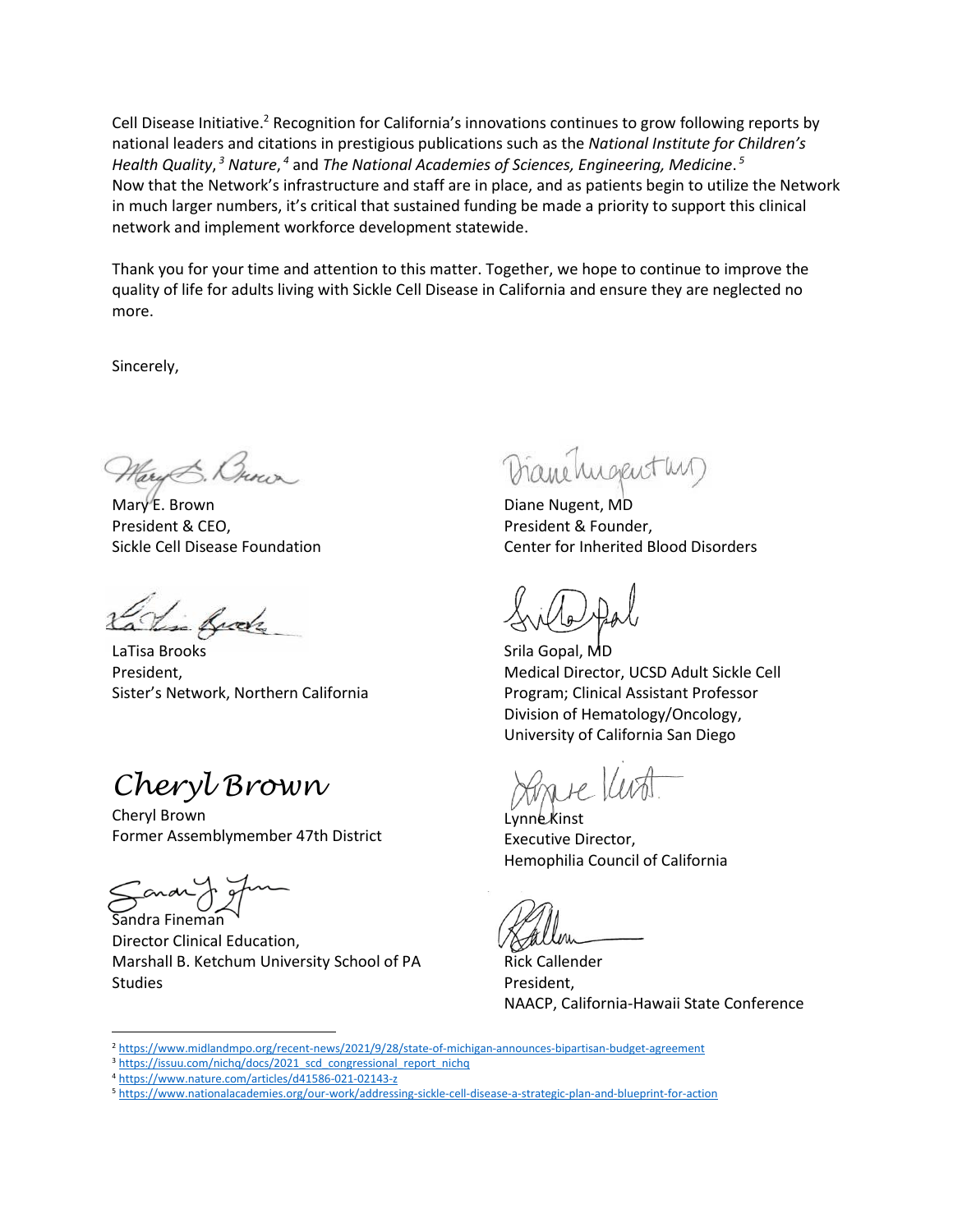Cell Disease Initiative.[2] Recognition for California's innovations continues to grow following reports by national leaders and citations in prestigious publications such as the *National Institute for Children's Health Quality*,[3] *Nature*,[4] and *The National Academies of Sciences, Engineering, Medicine*.[5] Now that the Network's infrastructure and staff are in place, and as patients begin to utilize the Network in much larger numbers, it's critical that sustained funding be made a priority to support this clinical network and implement workforce development statewide.

Thank you for your time and attention to this matter. Together, we hope to continue to improve the quality of life for adults living with Sickle Cell Disease in California and ensure they are neglected no more.

Sincerely,

Mary E. Brown
President & CEO,
Sickle Cell Disease Foundation

Diane Nugent, MD
President & Founder,
Center for Inherited Blood Disorders

LaTisa Brooks
President,
Sister's Network, Northern California

Srila Gopal, MD
Medical Director, UCSD Adult Sickle Cell Program; Clinical Assistant Professor
Division of Hematology/Oncology,
University of California San Diego

*Cheryl Brown*

Cheryl Brown
Former Assemblymember 47th District

Lynne Kinst
Executive Director,
Hemophilia Council of California

Sandra Fineman
Director Clinical Education,
Marshall B. Ketchum University School of PA Studies

Rick Callender
President,
NAACP, California-Hawaii State Conference

---

[2] https://www.midlandmpo.org/recent-news/2021/9/28/state-of-michigan-announces-bipartisan-budget-agreement

[3] https://issuu.com/nichq/docs/2021_scd_congressional_report_nichq

[4] https://www.nature.com/articles/d41586-021-02143-z

[5] https://www.nationalacademies.org/our-work/addressing-sickle-cell-disease-a-strategic-plan-and-blueprint-for-action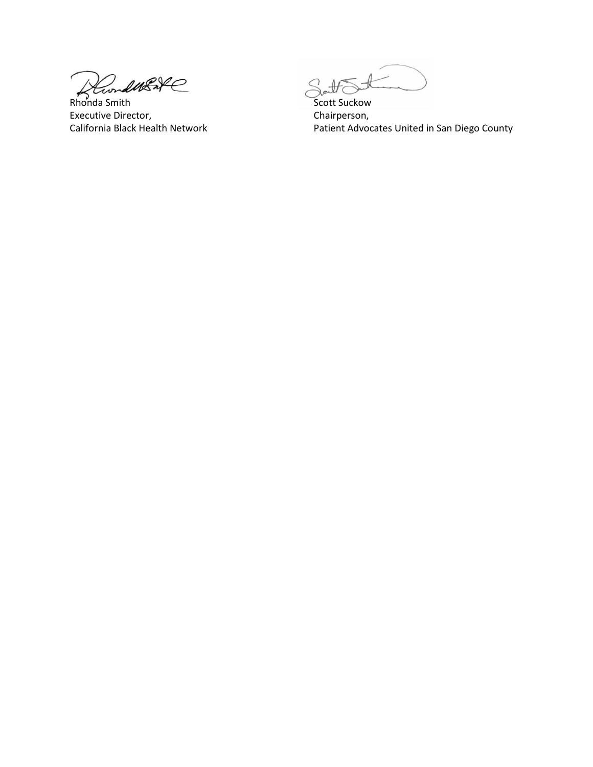Rhonda Smith
Executive Director,
California Black Health Network

Scott Suckow
Chairperson,
Patient Advocates United in San Diego County